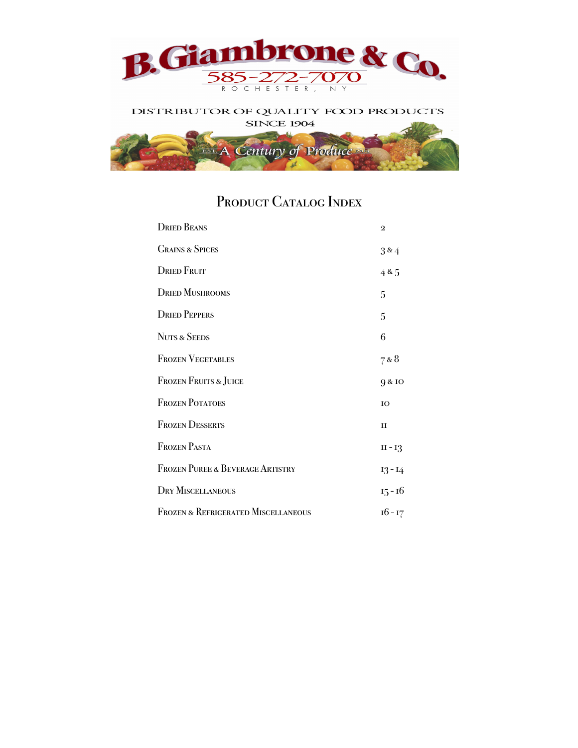# B. Giambrone & Co.

585-272-7070

ROCHESTER, NY

DISTRIBUTOR OF QUALITY FOOD PRODUCTS SINCE 1904

EST. A Century of Produce 1904

## Product Catalog Index

| | |
|---|---|
| Dried Beans | 2 |
| Grains & Spices | 3 & 4 |
| Dried Fruit | 4 & 5 |
| Dried Mushrooms | 5 |
| Dried Peppers | 5 |
| Nuts & Seeds | 6 |
| Frozen Vegetables | 7 & 8 |
| Frozen Fruits & Juice | 9 & 10 |
| Frozen Potatoes | 10 |
| Frozen Desserts | 11 |
| Frozen Pasta | 11 - 13 |
| Frozen Puree & Beverage Artistry | 13 - 14 |
| Dry Miscellaneous | 15 - 16 |
| Frozen & Refrigerated Miscellaneous | 16 - 17 |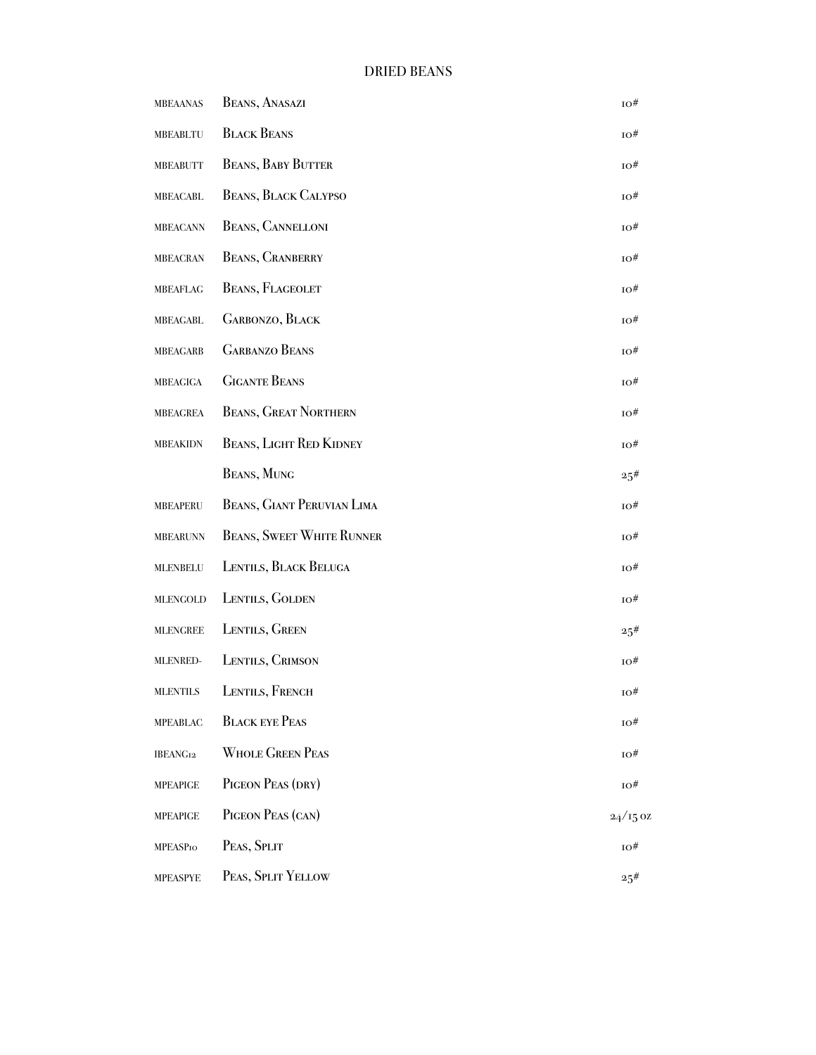## DRIED BEANS

| | | |
|---|---|---|
| MBEAANAS | Beans, Anasazi | 10# |
| MBEABLTU | Black Beans | 10# |
| MBEABUTT | Beans, Baby Butter | 10# |
| MBEACABL | Beans, Black Calypso | 10# |
| MBEACANN | Beans, Cannelloni | 10# |
| MBEACRAN | Beans, Cranberry | 10# |
| MBEAFLAG | Beans, Flageolet | 10# |
| MBEAGABL | Garbonzo, Black | 10# |
| MBEAGARB | Garbanzo Beans | 10# |
| MBEAGIGA | Gigante Beans | 10# |
| MBEAGREA | Beans, Great Northern | 10# |
| MBEAKIDN | Beans, Light Red Kidney | 10# |
| | Beans, Mung | 25# |
| MBEAPERU | Beans, Giant Peruvian Lima | 10# |
| MBEARUNN | Beans, Sweet White Runner | 10# |
| MLENBELU | Lentils, Black Beluga | 10# |
| MLENGOLD | Lentils, Golden | 10# |
| MLENGREE | Lentils, Green | 25# |
| MLENRED- | Lentils, Crimson | 10# |
| MLENTILS | Lentils, French | 10# |
| MPEABLAC | Black eye Peas | 10# |
| IBEANG12 | Whole Green Peas | 10# |
| MPEAPIGE | Pigeon Peas (dry) | 10# |
| MPEAPIGE | Pigeon Peas (can) | 24/15 oz |
| MPEASP10 | Peas, Split | 10# |
| MPEASPYE | Peas, Split Yellow | 25# |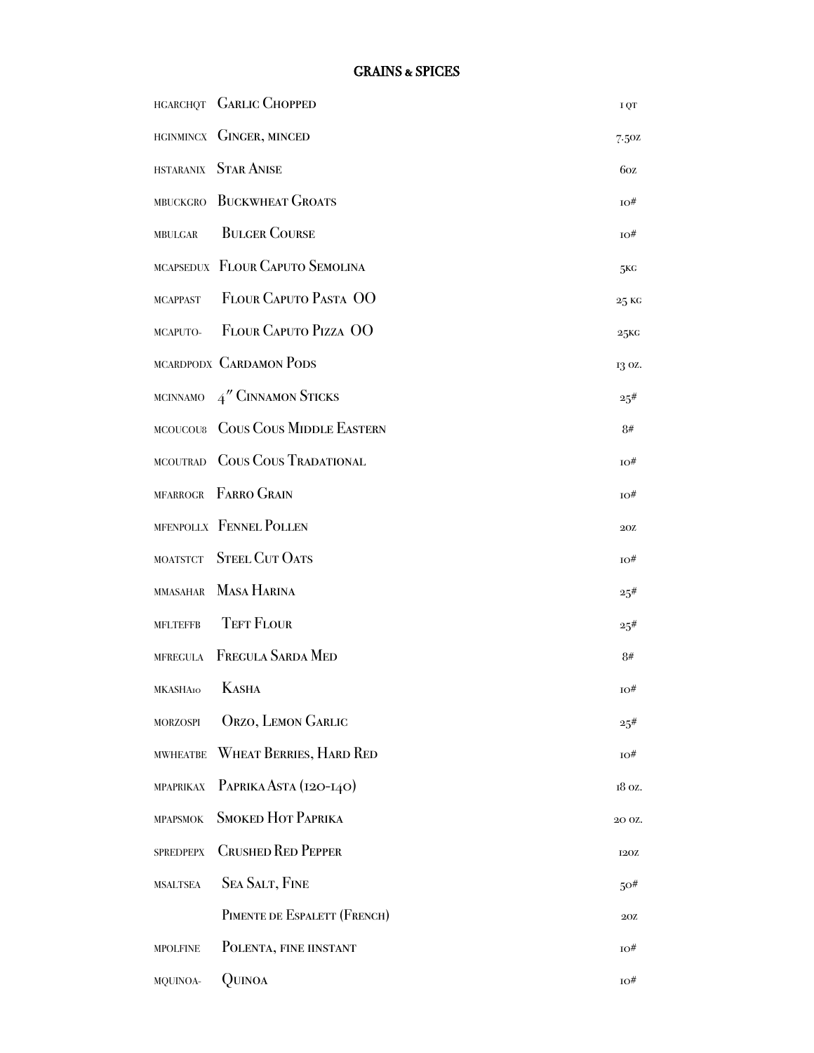## GRAINS & SPICES

| Code | Item | Size |
|---|---|---|
| HGARCHQT | Garlic Chopped | 1 QT |
| HGINMINCX | Ginger, minced | 7.5oz |
| HSTARANIX | Star Anise | 6oz |
| MBUCKGRO | Buckwheat Groats | 10# |
| MBULGAR | Bulger Course | 10# |
| MCAPSEDUX | Flour Caputo Semolina | 5kg |
| MCAPPAST | Flour Caputo Pasta OO | 25 kg |
| MCAPUTO- | Flour Caputo Pizza OO | 25kg |
| MCARDPODX | Cardamon Pods | 13 oz. |
| MCINNAMO | 4" Cinnamon Sticks | 25# |
| MCOUCOU8 | Cous Cous Middle Eastern | 8# |
| MCOUTRAD | Cous Cous Tradational | 10# |
| MFARROGR | Farro Grain | 10# |
| MFENPOLLX | Fennel Pollen | 2oz |
| MOATSTCT | Steel Cut Oats | 10# |
| MMASAHAR | Masa Harina | 25# |
| MFLTEFFB | Teft Flour | 25# |
| MFREGULA | Fregula Sarda Med | 8# |
| MKASHA10 | Kasha | 10# |
| MORZOSPI | Orzo, Lemon Garlic | 25# |
| MWHEATBE | Wheat Berries, Hard Red | 10# |
| MPAPRIKAX | Paprika Asta (120-140) | 18 oz. |
| MPAPSMOK | Smoked Hot Paprika | 20 oz. |
| SPREDPEPX | Crushed Red Pepper | 12oz |
| MSALTSEA | Sea Salt, Fine | 50# |
| | Pimente de Espalett (French) | 2oz |
| MPOLFINE | Polenta, fine iinstant | 10# |
| MQUINOA- | Quinoa | 10# |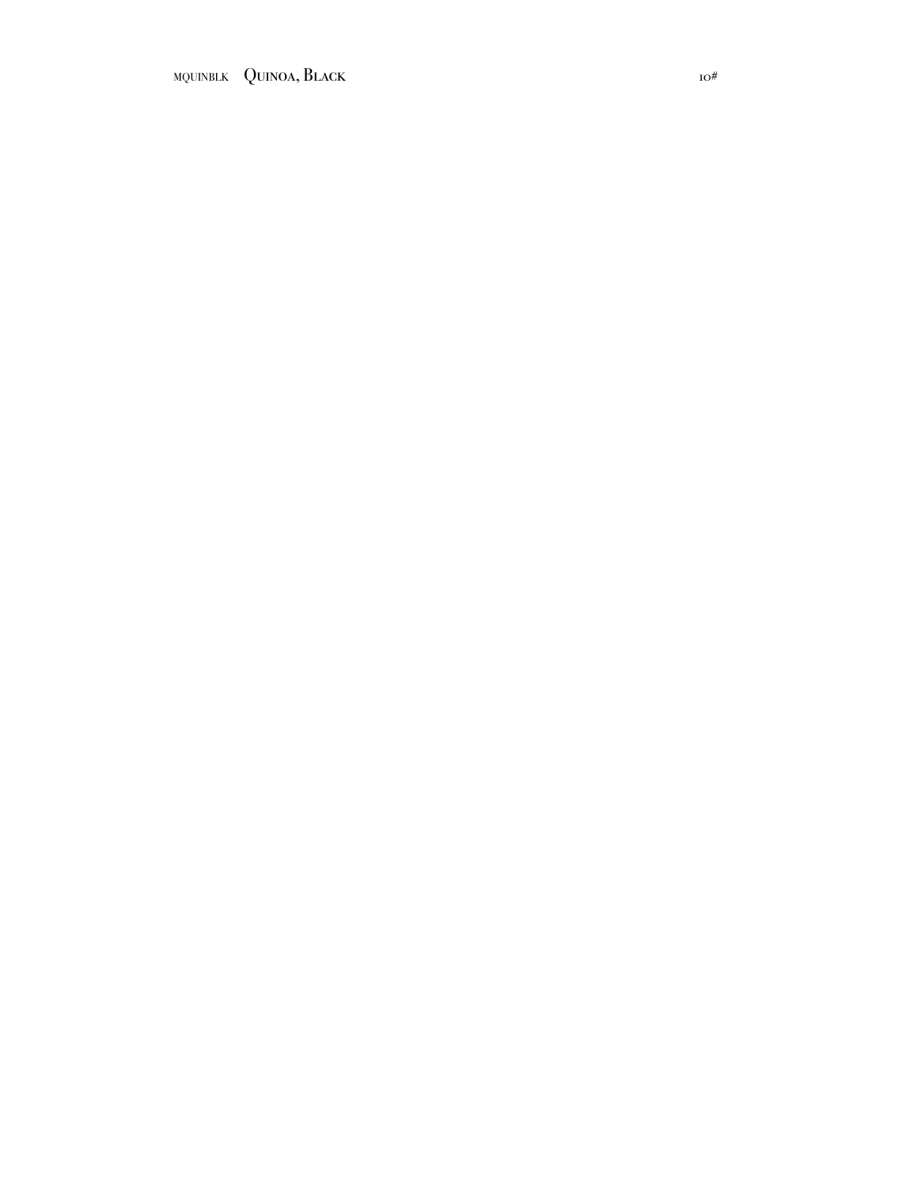MQUINBLK Quinoa, Black 10#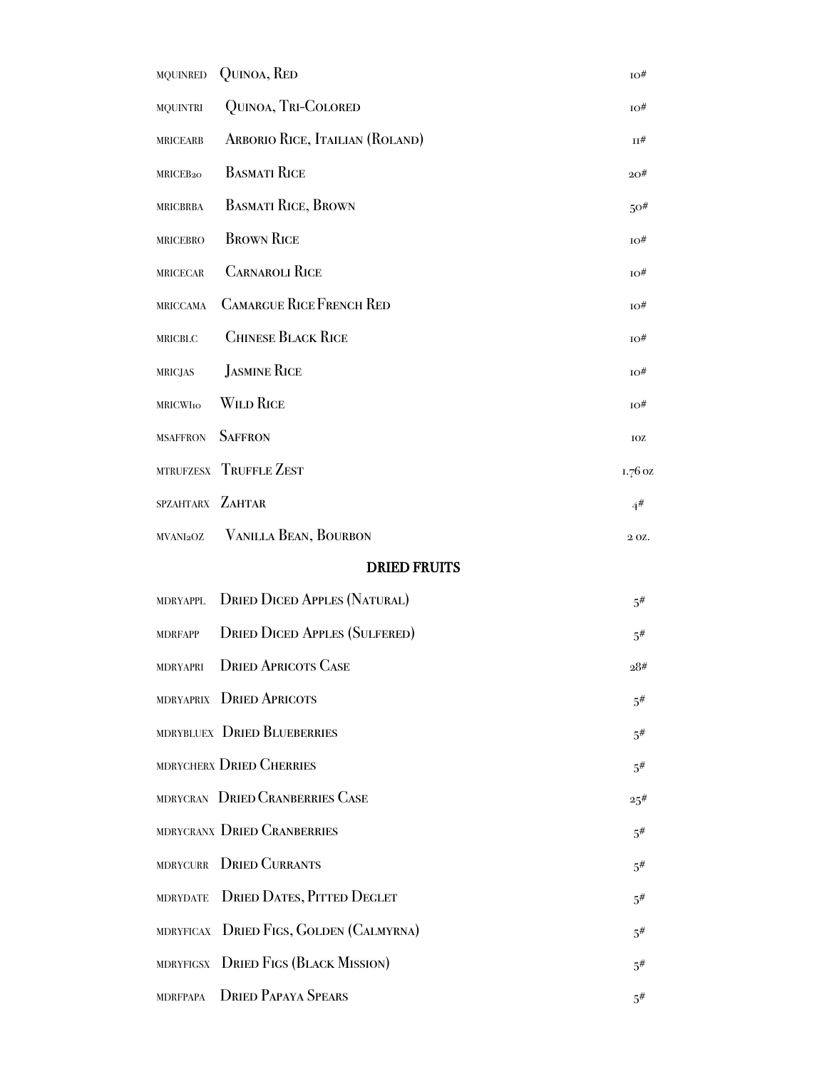| | | |
|---|---|---|
| MQUINRED | Quinoa, Red | 10# |
| MQUINTRI | Quinoa, Tri-Colored | 10# |
| MRICEARB | Arborio Rice, Itailian (Roland) | 11# |
| MRICEB20 | Basmati Rice | 20# |
| MRICBRBA | Basmati Rice, Brown | 50# |
| MRICEBRO | Brown Rice | 10# |
| MRICECAR | Carnaroli Rice | 10# |
| MRICCAMA | Camargue Rice French Red | 10# |
| MRICBLC | Chinese Black Rice | 10# |
| MRICJAS | Jasmine Rice | 10# |
| MRICWI10 | Wild Rice | 10# |
| MSAFFRON | Saffron | 1OZ |
| MTRUFZESX | Truffle Zest | 1.76 OZ |
| SPZAHTARX | Zahtar | 4# |
| MVANI2OZ | Vanilla Bean, Bourbon | 2 OZ. |

## DRIED FRUITS

| | | |
|---|---|---|
| MDRYAPPL | Dried Diced Apples (Natural) | 5# |
| MDRFAPP | Dried Diced Apples (Sulfered) | 5# |
| MDRYAPRI | Dried Apricots Case | 28# |
| MDRYAPRIX | Dried Apricots | 5# |
| MDRYBLUEX | Dried Blueberries | 5# |
| MDRYCHERX | Dried Cherries | 5# |
| MDRYCRAN | Dried Cranberries Case | 25# |
| MDRYCRANX | Dried Cranberries | 5# |
| MDRYCURR | Dried Currants | 5# |
| MDRYDATE | Dried Dates, Pitted Deglet | 5# |
| MDRYFICAX | Dried Figs, Golden (Calmyrna) | 5# |
| MDRYFIGSX | Dried Figs (Black Mission) | 5# |
| MDRFPAPA | Dried Papaya Spears | 5# |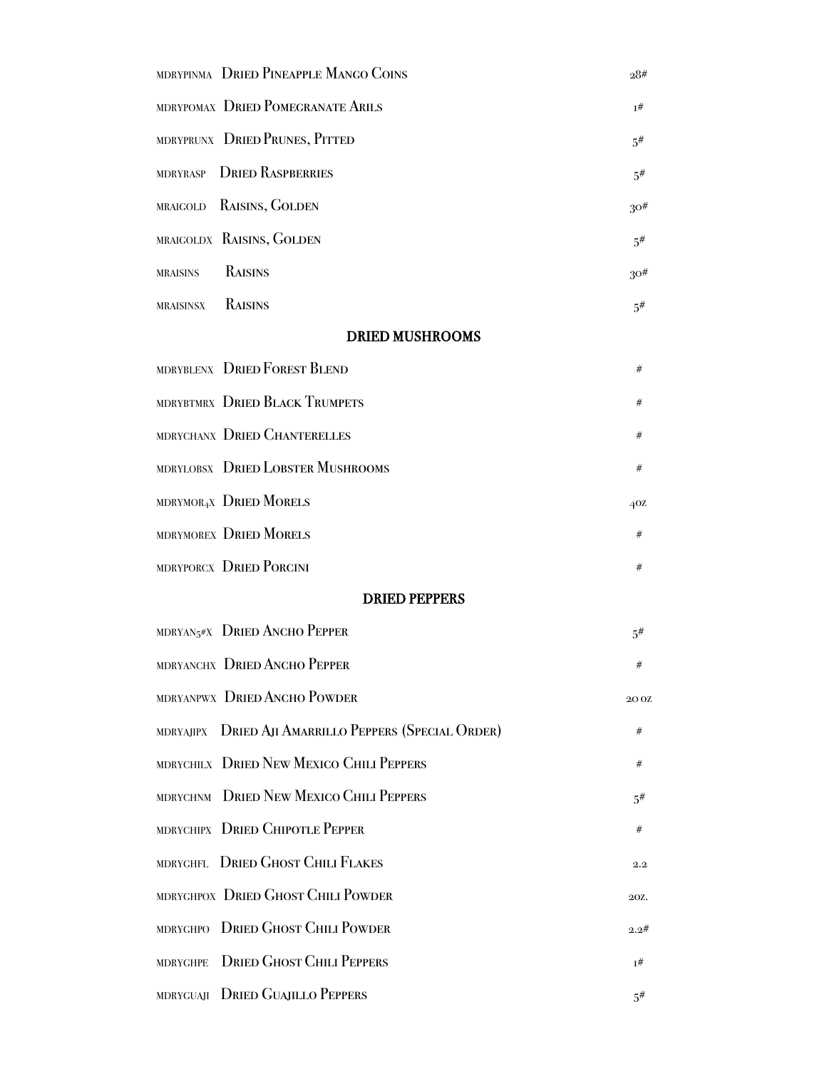| Code | Item | Unit |
|---|---|---|
| MDRYPINMA | Dried Pineapple Mango Coins | 28# |
| MDRYPOMAX | Dried Pomegranate Arils | 1# |
| MDRYPRUNX | Dried Prunes, Pitted | 5# |
| MDRYRASP | Dried Raspberries | 5# |
| MRAIGOLD | Raisins, Golden | 30# |
| MRAIGOLDX | Raisins, Golden | 5# |
| MRAISINS | Raisins | 30# |
| MRAISINSX | Raisins | 5# |

## DRIED MUSHROOMS

| Code | Item | Unit |
|---|---|---|
| MDRYBLENX | Dried Forest Blend | # |
| MDRYBTMRX | Dried Black Trumpets | # |
| MDRYCHANX | Dried Chanterelles | # |
| MDRYLOBSX | Dried Lobster Mushrooms | # |
| MDRYMOR4X | Dried Morels | 4oz |
| MDRYMOREX | Dried Morels | # |
| MDRYPORCX | Dried Porcini | # |

## DRIED PEPPERS

| Code | Item | Unit |
|---|---|---|
| MDRYAN5#X | Dried Ancho Pepper | 5# |
| MDRYANCHX | Dried Ancho Pepper | # |
| MDRYANPWX | Dried Ancho Powder | 20 oz |
| MDRYAJIPX | Dried Aji Amarrillo Peppers (Special Order) | # |
| MDRYCHILX | Dried New Mexico Chili Peppers | # |
| MDRYCHNM | Dried New Mexico Chili Peppers | 5# |
| MDRYCHIPX | Dried Chipotle Pepper | # |
| MDRYGHFL | Dried Ghost Chili Flakes | 2.2 |
| MDRYGHPOX | Dried Ghost Chili Powder | 2oz. |
| MDRYGHPO | Dried Ghost Chili Powder | 2.2# |
| MDRYGHPE | Dried Ghost Chili Peppers | 1# |
| MDRYGUAJI | Dried Guajillo Peppers | 5# |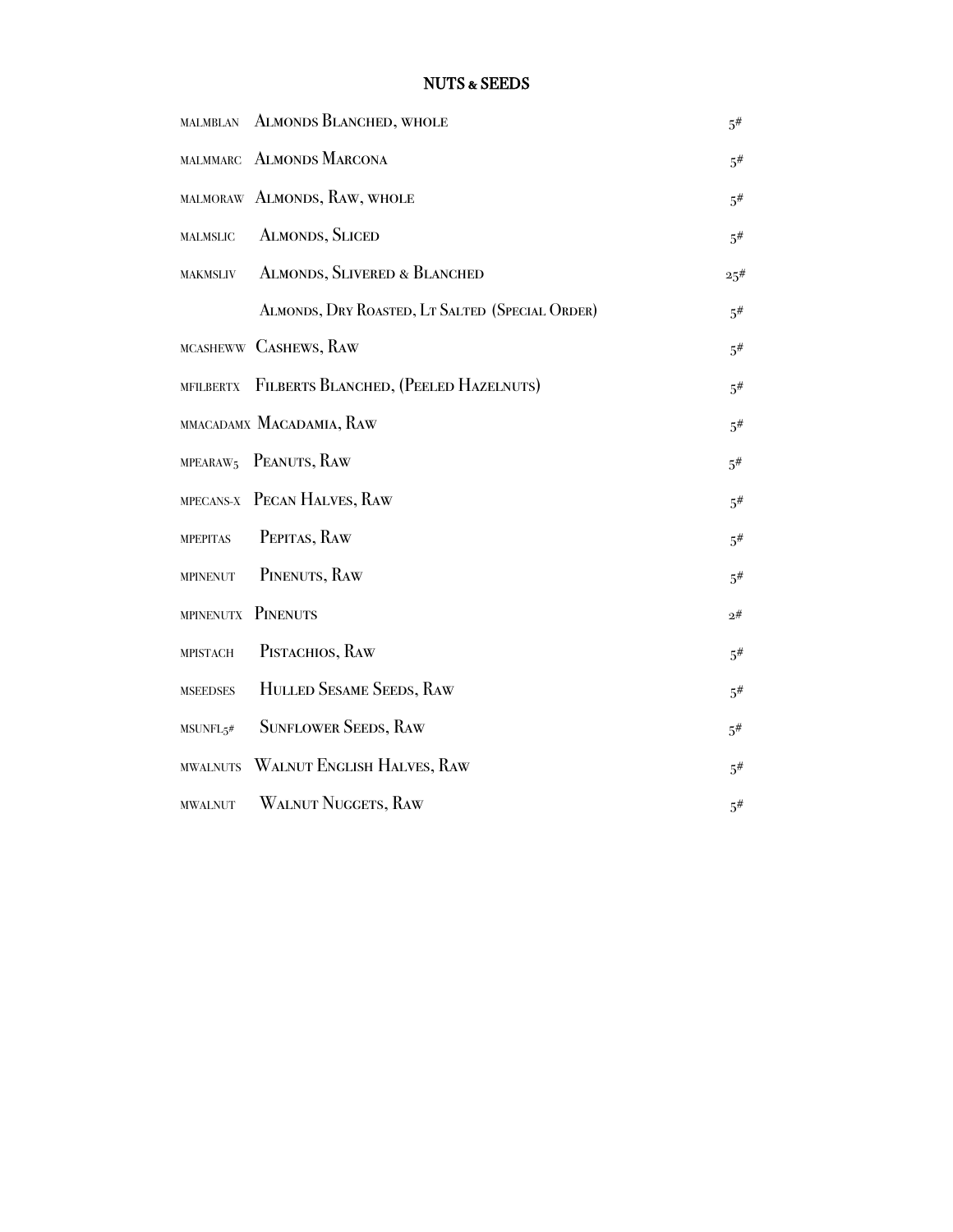## NUTS & SEEDS

| Code | Item | Size |
|---|---|---|
| MALMBLAN | Almonds Blanched, whole | 5# |
| MALMMARC | Almonds Marcona | 5# |
| MALMORAW | Almonds, Raw, whole | 5# |
| MALMSLIC | Almonds, Sliced | 5# |
| MAKMSLIV | Almonds, Slivered & Blanched | 25# |
| | Almonds, Dry Roasted, Lt Salted (Special Order) | 5# |
| MCASHEWW | Cashews, Raw | 5# |
| MFILBERTX | Filberts Blanched, (Peeled Hazelnuts) | 5# |
| MMACADAMX | Macadamia, Raw | 5# |
| MPEARAW5 | Peanuts, Raw | 5# |
| MPECANS-X | Pecan Halves, Raw | 5# |
| MPEPITAS | Pepitas, Raw | 5# |
| MPINENUT | Pinenuts, Raw | 5# |
| MPINENUTX | Pinenuts | 2# |
| MPISTACH | Pistachios, Raw | 5# |
| MSEEDSES | Hulled Sesame Seeds, Raw | 5# |
| MSUNFL5# | Sunflower Seeds, Raw | 5# |
| MWALNUTS | Walnut English Halves, Raw | 5# |
| MWALNUT | Walnut Nuggets, Raw | 5# |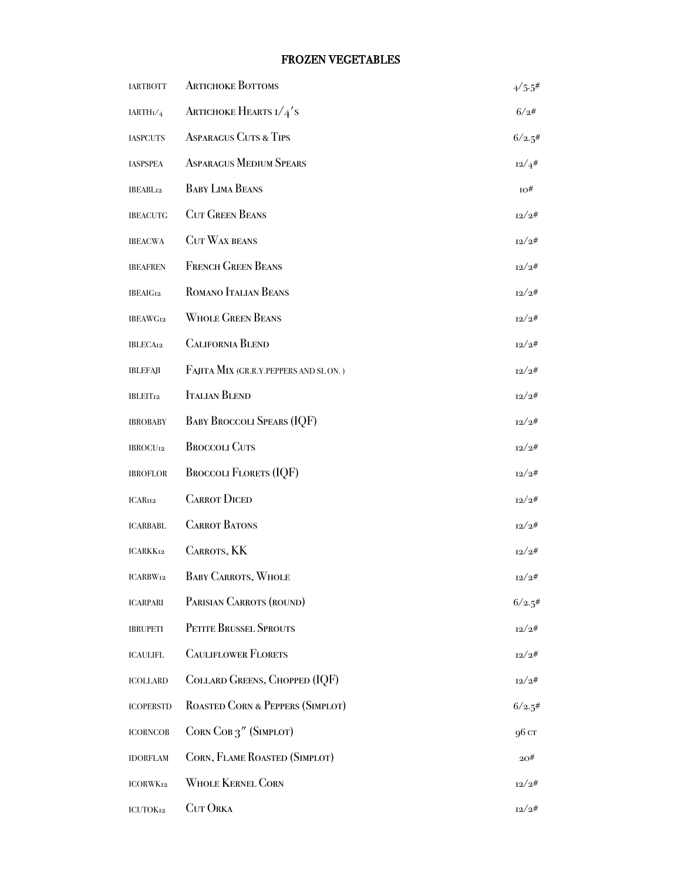# FROZEN VEGETABLES

| Code | Item | Pack |
|---|---|---|
| IARTBOTT | Artichoke Bottoms | 4/5.5# |
| IARTH1/4 | Artichoke Hearts 1/4's | 6/2# |
| IASPCUTS | Asparagus Cuts & Tips | 6/2.5# |
| IASPSPEA | Asparagus Medium Spears | 12/4# |
| IBEABL12 | Baby Lima Beans | 10# |
| IBEACUTG | Cut Green Beans | 12/2# |
| IBEACWA | Cut Wax beans | 12/2# |
| IBEAFREN | French Green Beans | 12/2# |
| IBEAIG12 | Romano Italian Beans | 12/2# |
| IBEAWG12 | Whole Green Beans | 12/2# |
| IBLECA12 | California Blend | 12/2# |
| IBLEFAJI | Fajita Mix (gr.r.y.peppers and sl on. ) | 12/2# |
| IBLEIT12 | Italian Blend | 12/2# |
| IBROBABY | Baby Broccoli Spears (IQF) | 12/2# |
| IBROCU12 | Broccoli Cuts | 12/2# |
| IBROFLOR | Broccoli Florets (IQF) | 12/2# |
| ICARI12 | Carrot Diced | 12/2# |
| ICARBABL | Carrot Batons | 12/2# |
| ICARKK12 | Carrots, KK | 12/2# |
| ICARBW12 | Baby Carrots, Whole | 12/2# |
| ICARPARI | Parisian Carrots (round) | 6/2.5# |
| IBRUPETI | Petite Brussel Sprouts | 12/2# |
| ICAULIFL | Cauliflower Florets | 12/2# |
| ICOLLARD | Collard Greens, Chopped (IQF) | 12/2# |
| ICOPERSTD | Roasted Corn & Peppers (Simplot) | 6/2.5# |
| ICORNCOB | Corn Cob 3" (Simplot) | 96 ct |
| IDORFLAM | Corn, Flame Roasted (Simplot) | 20# |
| ICORWK12 | Whole Kernel Corn | 12/2# |
| ICUTOK12 | Cut Orka | 12/2# |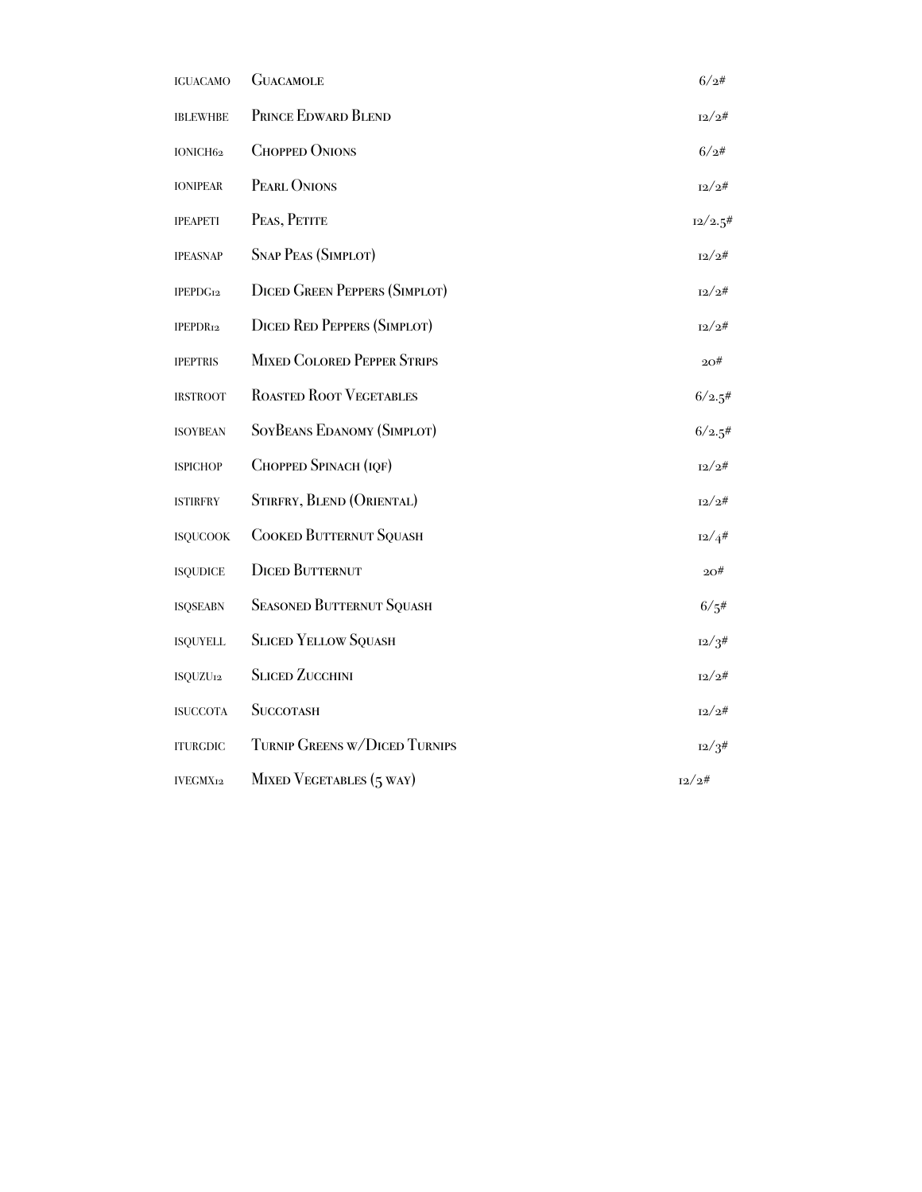| | | |
|---|---|---|
| IGUACAMO | Guacamole | 6/2# |
| IBLEWHBE | Prince Edward Blend | 12/2# |
| IONICH62 | Chopped Onions | 6/2# |
| IONIPEAR | Pearl Onions | 12/2# |
| IPEAPETI | Peas, Petite | 12/2.5# |
| IPEASNAP | Snap Peas (Simplot) | 12/2# |
| IPEPDG12 | Diced Green Peppers (Simplot) | 12/2# |
| IPEPDR12 | Diced Red Peppers (Simplot) | 12/2# |
| IPEPTRIS | Mixed Colored Pepper Strips | 20# |
| IRSTROOT | Roasted Root Vegetables | 6/2.5# |
| ISOYBEAN | SoyBeans Edanomy (Simplot) | 6/2.5# |
| ISPICHOP | Chopped Spinach (IQF) | 12/2# |
| ISTIRFRY | Stirfry, Blend (Oriental) | 12/2# |
| ISQUCOOK | Cooked Butternut Squash | 12/4# |
| ISQUDICE | Diced Butternut | 20# |
| ISQSEABN | Seasoned Butternut Squash | 6/5# |
| ISQUYELL | Sliced Yellow Squash | 12/3# |
| ISQUZU12 | Sliced Zucchini | 12/2# |
| ISUCCOTA | Succotash | 12/2# |
| ITURGDIC | Turnip Greens w/Diced Turnips | 12/3# |
| IVEGMX12 | Mixed Vegetables (5 way) | 12/2# |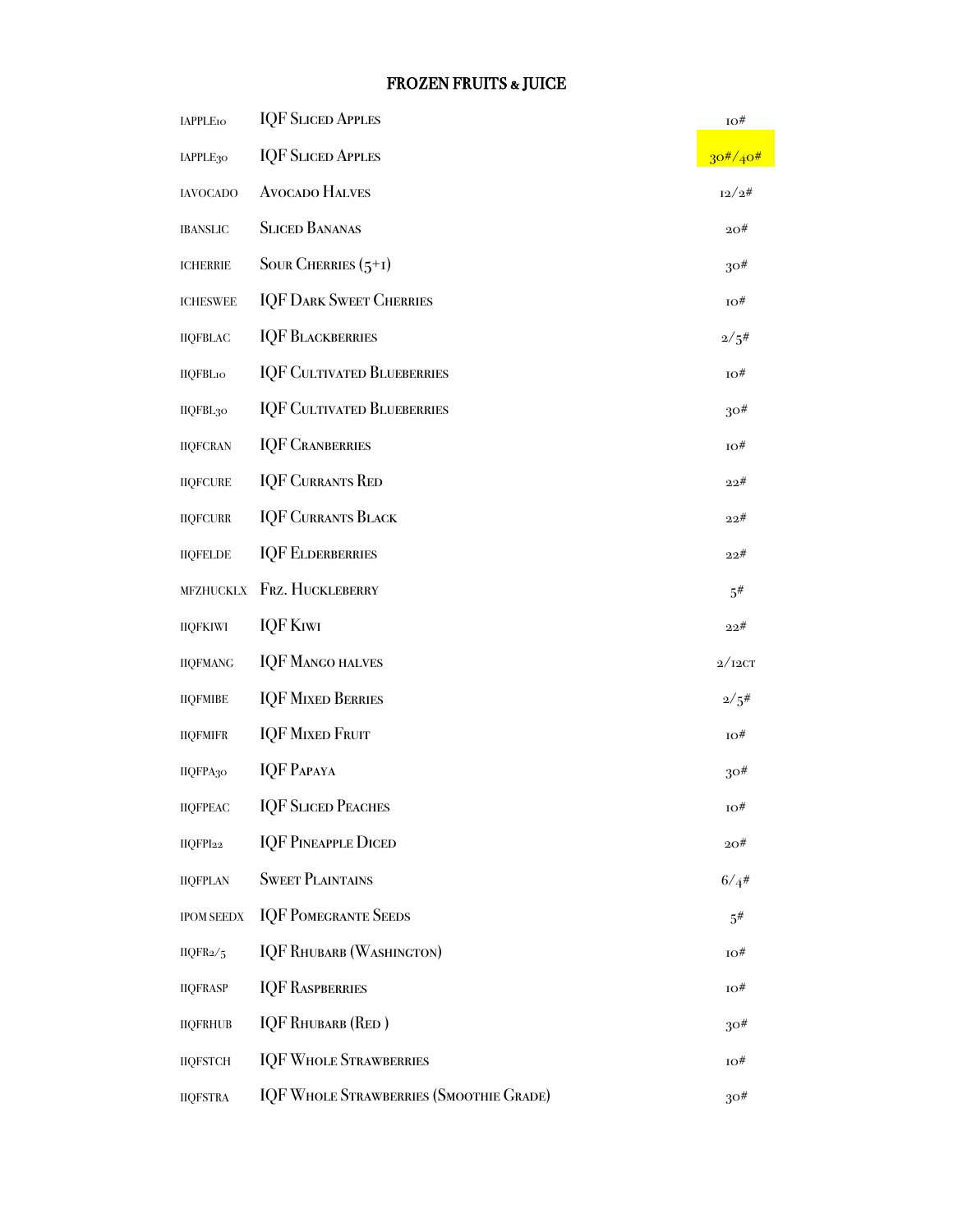# FROZEN FRUITS & JUICE

| | | |
|---|---|---|
| IAPPLE10 | IQF Sliced Apples | 10# |
| IAPPLE30 | IQF Sliced Apples | 30#/40# |
| IAVOCADO | Avocado Halves | 12/2# |
| IBANSLIC | Sliced Bananas | 20# |
| ICHERRIE | Sour Cherries (5+1) | 30# |
| ICHESWEE | IQF Dark Sweet Cherries | 10# |
| IIQFBLAC | IQF Blackberries | 2/5# |
| IIQFBL10 | IQF Cultivated Blueberries | 10# |
| IIQFBL30 | IQF Cultivated Blueberries | 30# |
| IIQFCRAN | IQF Cranberries | 10# |
| IIQFCURE | IQF Currants Red | 22# |
| IIQFCURR | IQF Currants Black | 22# |
| IIQFELDE | IQF Elderberries | 22# |
| MFZHUCKLX | Frz. Huckleberry | 5# |
| IIQFKIWI | IQF Kiwi | 22# |
| IIQFMANG | IQF Mango halves | 2/12ct |
| IIQFMIBE | IQF Mixed Berries | 2/5# |
| IIQFMIFR | IQF Mixed Fruit | 10# |
| IIQFPA30 | IQF Papaya | 30# |
| IIQFPEAC | IQF Sliced Peaches | 10# |
| IIQFPI22 | IQF Pineapple Diced | 20# |
| IIQFPLAN | Sweet Plaintains | 6/4# |
| IPOM SEEDX | IQF Pomegrante Seeds | 5# |
| IIQFR2/5 | IQF Rhubarb (Washington) | 10# |
| IIQFRASP | IQF Raspberries | 10# |
| IIQFRHUB | IQF Rhubarb (Red ) | 30# |
| IIQFSTCH | IQF Whole Strawberries | 10# |
| IIQFSTRA | IQF Whole Strawberries (Smoothie Grade) | 30# |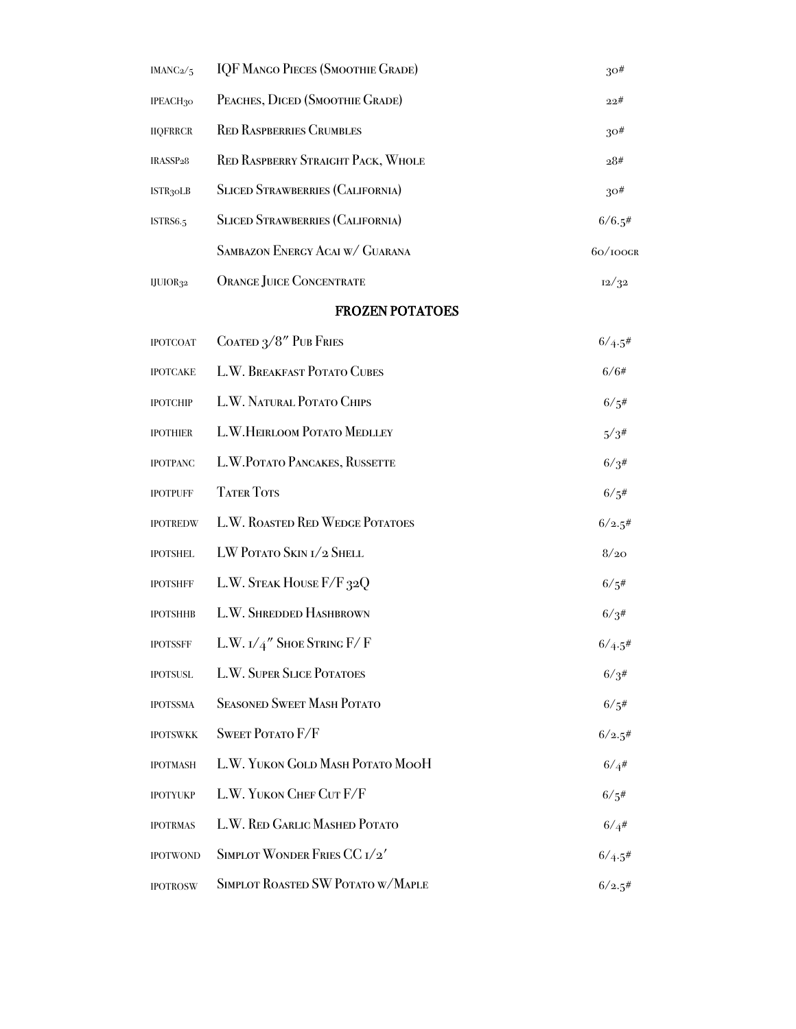| | | |
|---|---|---|
| IMANC2/5 | IQF Mango Pieces (Smoothie Grade) | 30# |
| IPEACH30 | Peaches, Diced (Smoothie Grade) | 22# |
| IIQFRRCR | Red Raspberries Crumbles | 30# |
| IRASSP28 | Red Raspberry Straight Pack, Whole | 28# |
| ISTR30LB | Sliced Strawberries (California) | 30# |
| ISTRS6.5 | Sliced Strawberries (California) | 6/6.5# |
| | Sambazon Energy Acai w/ Guarana | 60/100gr |
| IJUIOR32 | Orange Juice Concentrate | 12/32 |

## FROZEN POTATOES

| | | |
|---|---|---|
| IPOTCOAT | Coated 3/8" Pub Fries | 6/4.5# |
| IPOTCAKE | L.W. Breakfast Potato Cubes | 6/6# |
| IPOTCHIP | L.W. Natural Potato Chips | 6/5# |
| IPOTHIER | L.W.Heirloom Potato Medlley | 5/3# |
| IPOTPANC | L.W.Potato Pancakes, Russette | 6/3# |
| IPOTPUFF | Tater Tots | 6/5# |
| IPOTREDW | L.W. Roasted Red Wedge Potatoes | 6/2.5# |
| IPOTSHEL | LW Potato Skin 1/2 Shell | 8/20 |
| IPOTSHFF | L.W. Steak House F/F 32Q | 6/5# |
| IPOTSHHB | L.W. Shredded Hashbrown | 6/3# |
| IPOTSSFF | L.W. 1/4" Shoe String F/ F | 6/4.5# |
| IPOTSUSL | L.W. Super Slice Potatoes | 6/3# |
| IPOTSSMA | Seasoned Sweet Mash Potato | 6/5# |
| IPOTSWKK | Sweet Potato F/F | 6/2.5# |
| IPOTMASH | L.W. Yukon Gold Mash Potato MooH | 6/4# |
| IPOTYUKP | L.W. Yukon Chef Cut F/F | 6/5# |
| IPOTRMAS | L.W. Red Garlic Mashed Potato | 6/4# |
| IPOTWOND | Simplot Wonder Fries CC 1/2' | 6/4.5# |
| IPOTROSW | Simplot Roasted SW Potato w/Maple | 6/2.5# |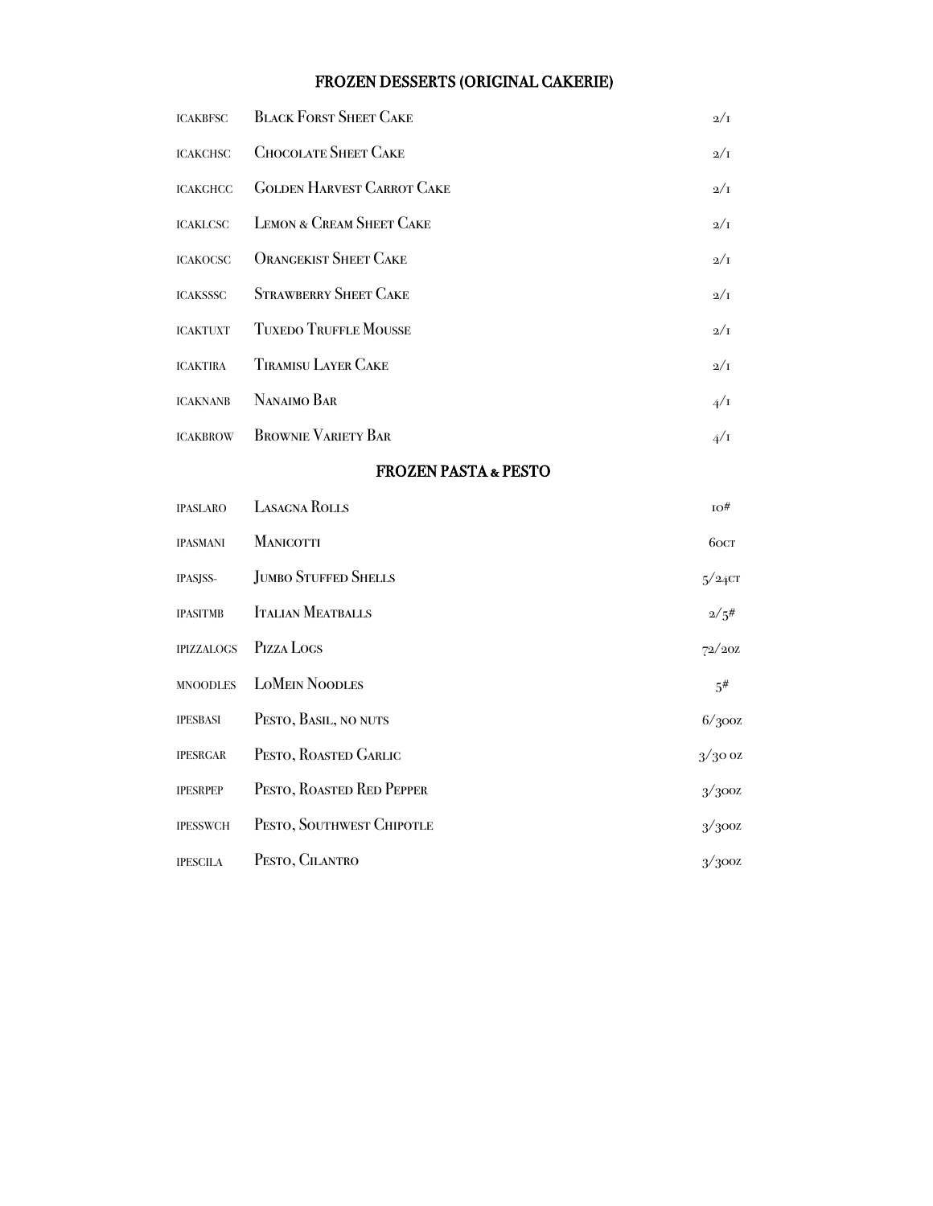## FROZEN DESSERTS (ORIGINAL CAKERIE)

| | | |
|---|---|---|
| ICAKBFSC | Black Forst Sheet Cake | 2/1 |
| ICAKCHSC | Chocolate Sheet Cake | 2/1 |
| ICAKGHCC | Golden Harvest Carrot Cake | 2/1 |
| ICAKLCSC | Lemon & Cream Sheet Cake | 2/1 |
| ICAKOCSC | Orangekist Sheet Cake | 2/1 |
| ICAKSSSC | Strawberry Sheet Cake | 2/1 |
| ICAKTUXT | Tuxedo Truffle Mousse | 2/1 |
| ICAKTIRA | Tiramisu Layer Cake | 2/1 |
| ICAKNANB | Nanaimo Bar | 4/1 |
| ICAKBROW | Brownie Variety Bar | 4/1 |

## FROZEN PASTA & PESTO

| | | |
|---|---|---|
| IPASLARO | Lasagna Rolls | 10# |
| IPASMANI | Manicotti | 60CT |
| IPASJSS- | Jumbo Stuffed Shells | 5/24CT |
| IPASITMB | Italian Meatballs | 2/5# |
| IPIZZALOGS | Pizza Logs | 72/2OZ |
| MNOODLES | LoMein Noodles | 5# |
| IPESBASI | Pesto, Basil, no nuts | 6/30OZ |
| IPESRGAR | Pesto, Roasted Garlic | 3/30 OZ |
| IPESRPEP | Pesto, Roasted Red Pepper | 3/30OZ |
| IPESSWCH | Pesto, Southwest Chipotle | 3/30OZ |
| IPESCILA | Pesto, Cilantro | 3/30OZ |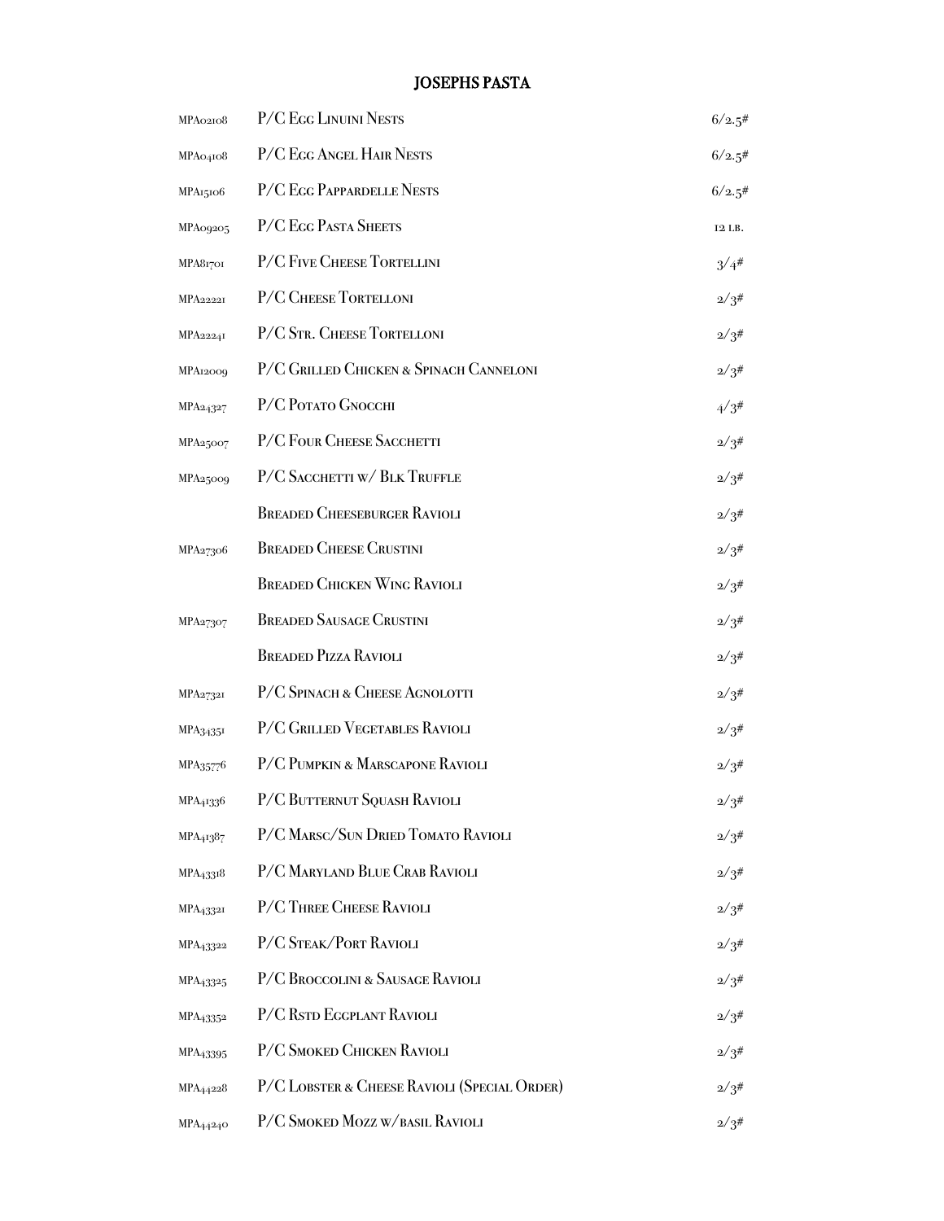# JOSEPHS PASTA

| | | |
|---|---|---|
| MPA02108 | P/C Egg Linuini Nests | 6/2.5# |
| MPA04108 | P/C Egg Angel Hair Nests | 6/2.5# |
| MPA15106 | P/C Egg Pappardelle Nests | 6/2.5# |
| MPA09205 | P/C Egg Pasta Sheets | 12 LB. |
| MPA81701 | P/C Five Cheese Tortellini | 3/4# |
| MPA22221 | P/C Cheese Tortelloni | 2/3# |
| MPA22241 | P/C Str. Cheese Tortelloni | 2/3# |
| MPA12009 | P/C Grilled Chicken & Spinach Canneloni | 2/3# |
| MPA24327 | P/C Potato Gnocchi | 4/3# |
| MPA25007 | P/C Four Cheese Sacchetti | 2/3# |
| MPA25009 | P/C Sacchetti w/ Blk Truffle | 2/3# |
| | Breaded Cheeseburger Ravioli | 2/3# |
| MPA27306 | Breaded Cheese Crustini | 2/3# |
| | Breaded Chicken Wing Ravioli | 2/3# |
| MPA27307 | Breaded Sausage Crustini | 2/3# |
| | Breaded Pizza Ravioli | 2/3# |
| MPA27321 | P/C Spinach & Cheese Agnolotti | 2/3# |
| MPA34351 | P/C Grilled Vegetables Ravioli | 2/3# |
| MPA35776 | P/C Pumpkin & Marscapone Ravioli | 2/3# |
| MPA41336 | P/C Butternut Squash Ravioli | 2/3# |
| MPA41387 | P/C Marsc/Sun Dried Tomato Ravioli | 2/3# |
| MPA43318 | P/C Maryland Blue Crab Ravioli | 2/3# |
| MPA43321 | P/C Three Cheese Ravioli | 2/3# |
| MPA43322 | P/C Steak/Port Ravioli | 2/3# |
| MPA43325 | P/C Broccolini & Sausage Ravioli | 2/3# |
| MPA43352 | P/C Rstd Eggplant Ravioli | 2/3# |
| MPA43395 | P/C Smoked Chicken Ravioli | 2/3# |
| MPA44228 | P/C Lobster & Cheese Ravioli (Special Order) | 2/3# |
| MPA44240 | P/C Smoked Mozz w/basil Ravioli | 2/3# |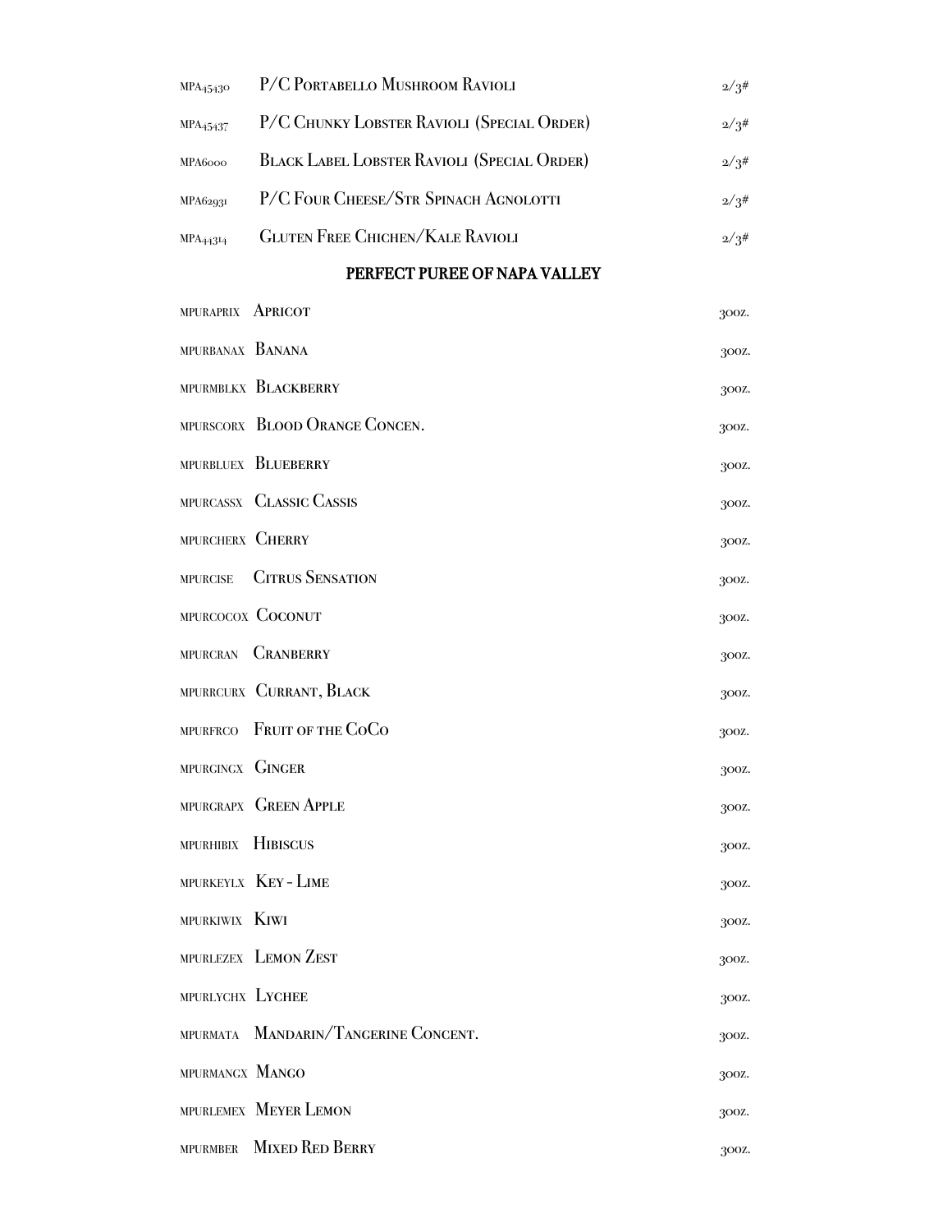| | | |
|---|---|---|
| MPA45430 | P/C Portabello Mushroom Ravioli | 2/3# |
| MPA45437 | P/C Chunky Lobster Ravioli (Special Order) | 2/3# |
| MPA6000 | Black Label Lobster Ravioli (Special Order) | 2/3# |
| MPA62931 | P/C Four Cheese/Str Spinach Agnolotti | 2/3# |
| MPA44314 | Gluten Free Chichen/Kale Ravioli | 2/3# |

## PERFECT PUREE OF NAPA VALLEY

| | | |
|---|---|---|
| MPURAPRIX | Apricot | 30oz. |
| MPURBANAX | Banana | 30oz. |
| MPURMBLKX | Blackberry | 30oz. |
| MPURSCORX | Blood Orange Concen. | 30oz. |
| MPURBLUEX | Blueberry | 30oz. |
| MPURCASSX | Classic Cassis | 30oz. |
| MPURCHERX | Cherry | 30oz. |
| MPURCISE | Citrus Sensation | 30oz. |
| MPURCOCOX | Coconut | 30oz. |
| MPURCRAN | Cranberry | 30oz. |
| MPURRCURX | Currant, Black | 30oz. |
| MPURFRCO | Fruit of the CoCo | 30oz. |
| MPURGINGX | Ginger | 30oz. |
| MPURGRAPX | Green Apple | 30oz. |
| MPURHIBIX | Hibiscus | 30oz. |
| MPURKEYLX | Key - Lime | 30oz. |
| MPURKIWIX | Kiwi | 30oz. |
| MPURLEZEX | Lemon Zest | 30oz. |
| MPURLYCHX | Lychee | 30oz. |
| MPURMATA | Mandarin/Tangerine Concent. | 30oz. |
| MPURMANGX | Mango | 30oz. |
| MPURLEMEX | Meyer Lemon | 30oz. |
| MPURMBER | Mixed Red Berry | 30oz. |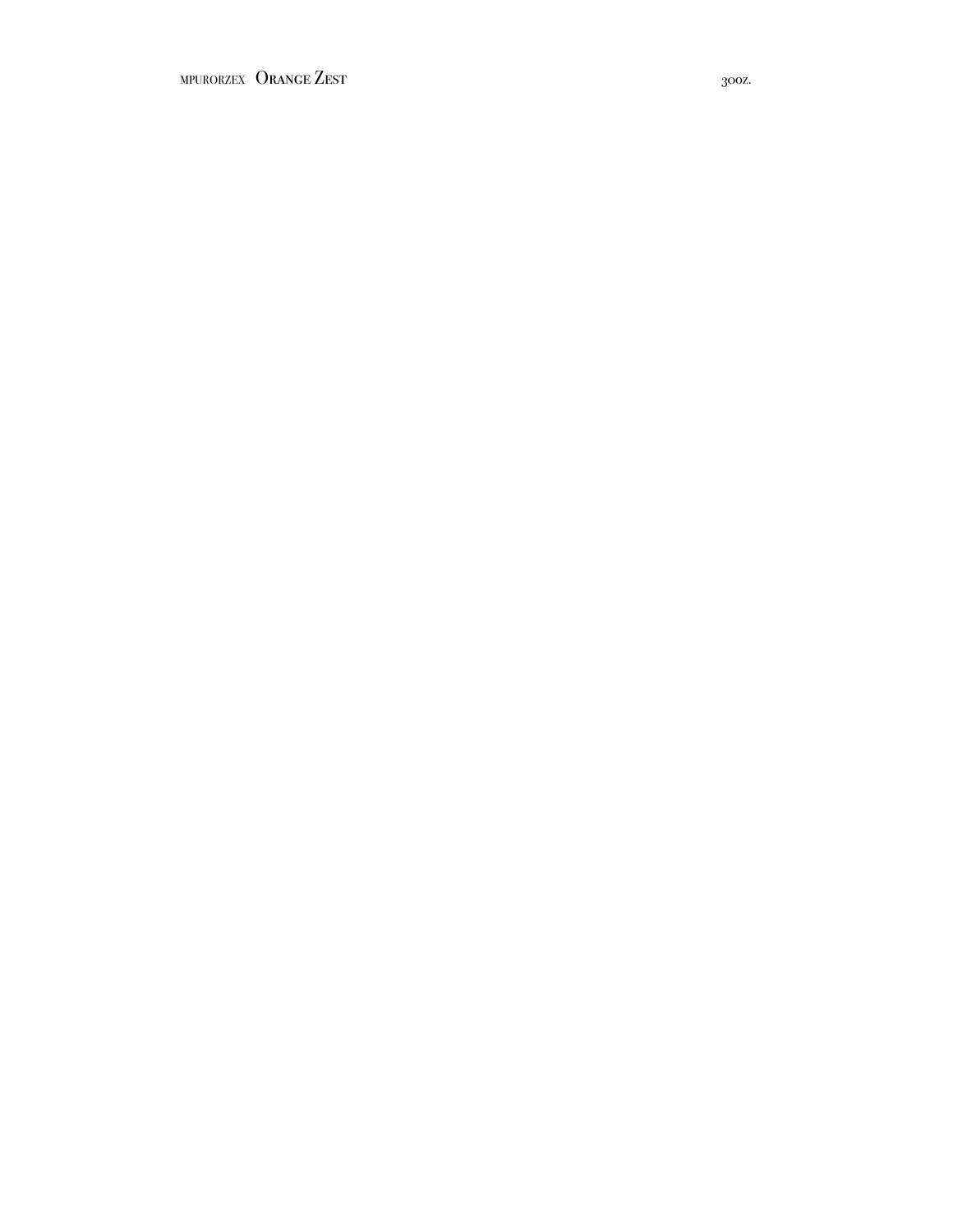MPURORZEX **Orange Zest** 30oz.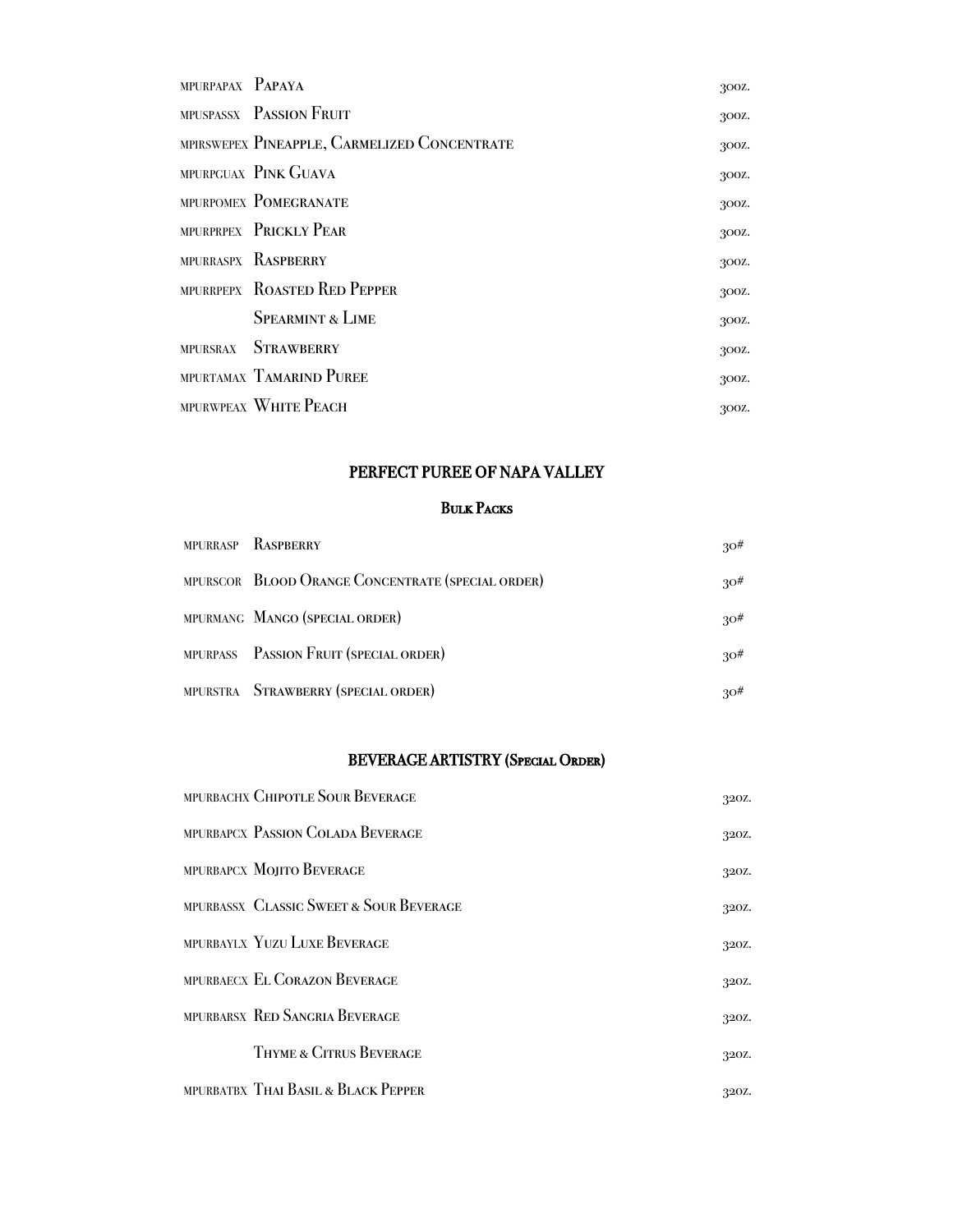| | | |
|---|---|---|
| MPURPAPAX | Papaya | 30oz. |
| MPUSPASSX | Passion Fruit | 30oz. |
| MPIRSWEPEX | Pineapple, Carmelized Concentrate | 30oz. |
| MPURPGUAX | Pink Guava | 30oz. |
| MPURPOMEX | Pomegranate | 30oz. |
| MPURPRPEX | Prickly Pear | 30oz. |
| MPURRASPX | Raspberry | 30oz. |
| MPURRPEPX | Roasted Red Pepper | 30oz. |
| | Spearmint & Lime | 30oz. |
| MPURSRAX | Strawberry | 30oz. |
| MPURTAMAX | Tamarind Puree | 30oz. |
| MPURWPEAX | White Peach | 30oz. |

## PERFECT PUREE OF NAPA VALLEY

### Bulk Packs

| | | |
|---|---|---|
| MPURRASP | Raspberry | 30# |
| MPURSCOR | Blood Orange Concentrate (special order) | 30# |
| MPURMANG | Mango (special order) | 30# |
| MPURPASS | Passion Fruit (special order) | 30# |
| MPURSTRA | Strawberry (special order) | 30# |

## BEVERAGE ARTISTRY (Special Order)

| | | |
|---|---|---|
| MPURBACHX | Chipotle Sour Beverage | 32oz. |
| MPURBAPCX | Passion Colada Beverage | 32oz. |
| MPURBAPCX | Mojito Beverage | 32oz. |
| MPURBASSX | Classic Sweet & Sour Beverage | 32oz. |
| MPURBAYLX | Yuzu Luxe Beverage | 32oz. |
| MPURBAECX | El Corazon Beverage | 32oz. |
| MPURBARSX | Red Sangria Beverage | 32oz. |
| | Thyme & Citrus Beverage | 32oz. |
| MPURBATBX | Thai Basil & Black Pepper | 32oz. |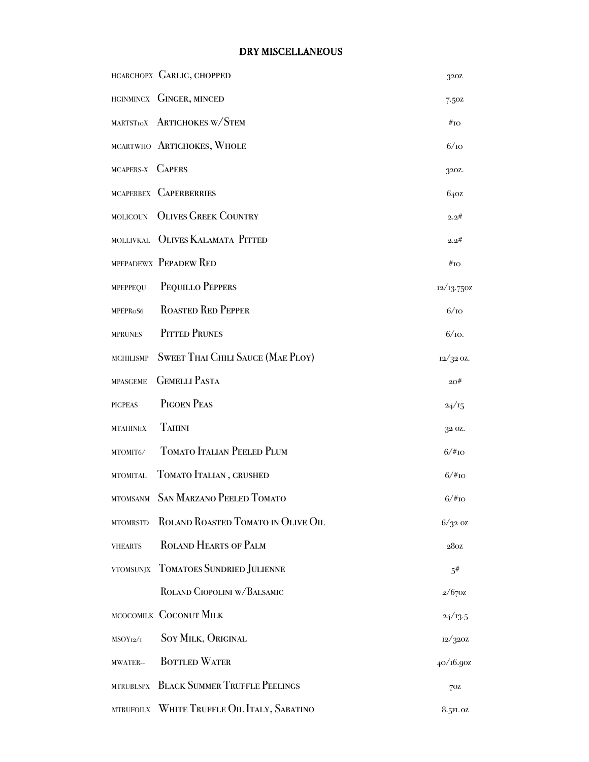# DRY MISCELLANEOUS

| Code | Item | Pack |
|---|---|---|
| HGARCHOPX | Garlic, chopped | 32oz |
| HGINMINCX | Ginger, minced | 7.5oz |
| MARTST10X | Artichokes w/Stem | #10 |
| MCARTWHO | Artichokes, Whole | 6/10 |
| MCAPERS-X | Capers | 32oz. |
| MCAPERBEX | Caperberries | 64oz |
| MOLICOUN | Olives Greek Country | 2.2# |
| MOLLIVKAL | Olives Kalamata Pitted | 2.2# |
| MPEPADEWX | Pepadew Red | #10 |
| MPEPPEQU | Pequillo Peppers | 12/13.75oz |
| MPEPR0S6 | Roasted Red Pepper | 6/10 |
| MPRUNES | Pitted Prunes | 6/10. |
| MCHILISMP | Sweet Thai Chili Sauce (Mae Ploy) | 12/32 oz. |
| MPASGEME | Gemelli Pasta | 20# |
| PIGPEAS | Pigoen Peas | 24/15 |
| MTAHINI1X | Tahini | 32 oz. |
| MTOMIT6/ | Tomato Italian Peeled Plum | 6/#10 |
| MTOMITAL | Tomato Italian , crushed | 6/#10 |
| MTOMSANM | San Marzano Peeled Tomato | 6/#10 |
| MTOMRSTD | Roland Roasted Tomato in Olive Oil | 6/32 oz |
| VHEARTS | Roland Hearts of Palm | 28oz |
| VTOMSUNJX | Tomatoes Sundried Julienne | 5# |
| | Roland Ciopolini w/Balsamic | 2/67oz |
| MCOCOMILK | Coconut Milk | 24/13.5 |
| MSOY12/1 | Soy Milk, Original | 12/32oz |
| MWATER-- | Bottled Water | 40/16.9oz |
| MTRUBLSPX | Black Summer Truffle Peelings | 7oz |
| MTRUFOILX | White Truffle Oil Italy, Sabatino | 8.5fl oz |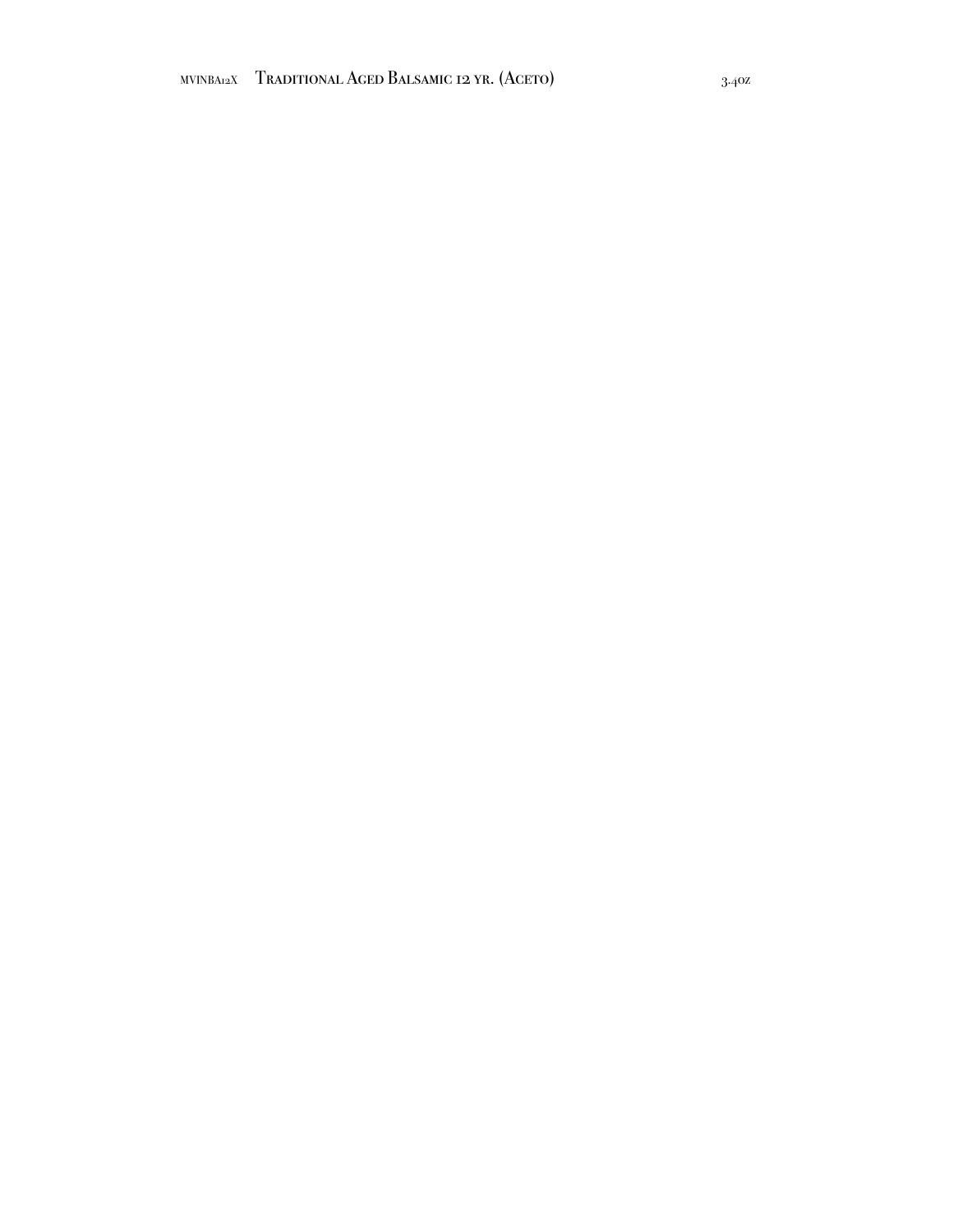MVINBA12X Traditional Aged Balsamic 12 yr. (Aceto) 3.4oz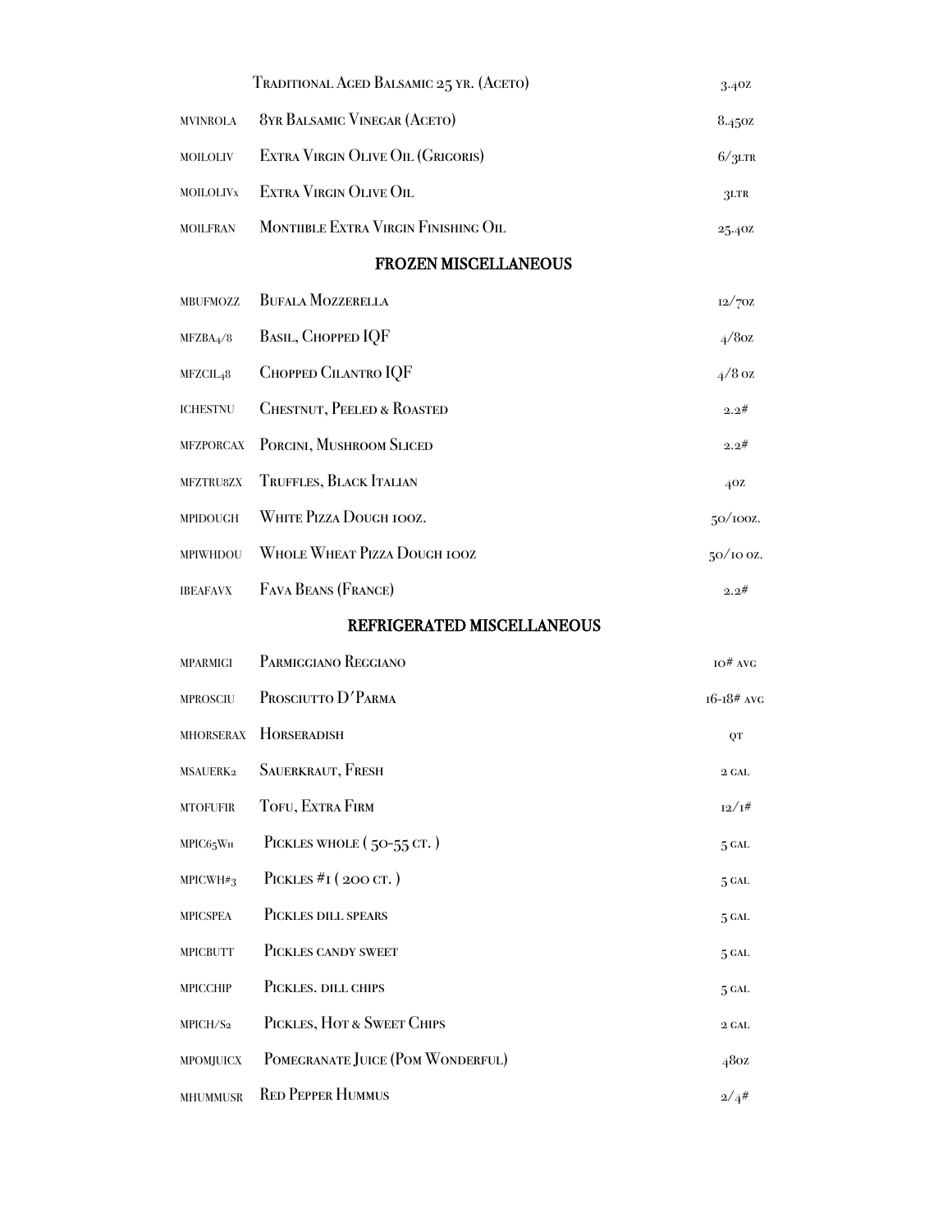| | | |
|---|---|---|
| | Traditional Aged Balsamic 25 yr. (Aceto) | 3.4oz |
| MVINROLA | 8yr Balsamic Vinegar (Aceto) | 8.45oz |
| MOILOLIV | Extra Virgin Olive Oil (Grigoris) | 6/3ltr |
| MOILOLIVx | Extra Virgin Olive Oil | 3ltr |
| MOILFRAN | Monthble Extra Virgin Finishing Oil | 25.4oz |

## FROZEN MISCELLANEOUS

| | | |
|---|---|---|
| MBUFMOZZ | Bufala Mozzerella | 12/7oz |
| MFZBA4/8 | Basil, Chopped IQF | 4/8oz |
| MFZCIL48 | Chopped Cilantro IQF | 4/8 oz |
| ICHESTNU | Chestnut, Peeled & Roasted | 2.2# |
| MFZPORCAX | Porcini, Mushroom Sliced | 2.2# |
| MFZTRU8ZX | Truffles, Black Italian | 4oz |
| MPIDOUGH | White Pizza Dough 10oz. | 50/10oz. |
| MPIWHDOU | Whole Wheat Pizza Dough 10oz | 50/10 oz. |
| IBEAFAVX | Fava Beans (France) | 2.2# |

## REFRIGERATED MISCELLANEOUS

| | | |
|---|---|---|
| MPARMIGI | Parmiggiano Reggiano | 10# avg |
| MPROSCIU | Prosciutto D'Parma | 16-18# avg |
| MHORSERAX | Horseradish | qt |
| MSAUERK2 | Sauerkraut, Fresh | 2 gal |
| MTOFUFIR | Tofu, Extra Firm | 12/1# |
| MPIC65Wh | Pickles whole ( 50-55 ct. ) | 5 gal |
| MPICWH#3 | Pickles #1 ( 200 ct. ) | 5 gal |
| MPICSPEA | Pickles dill spears | 5 gal |
| MPICBUTT | Pickles candy sweet | 5 gal |
| MPICCHIP | Pickles. dill chips | 5 gal |
| MPICH/S2 | Pickles, Hot & Sweet Chips | 2 gal |
| MPOMJUICX | Pomegranate Juice (Pom Wonderful) | 48oz |
| MHUMMUSR | Red Pepper Hummus | 2/4# |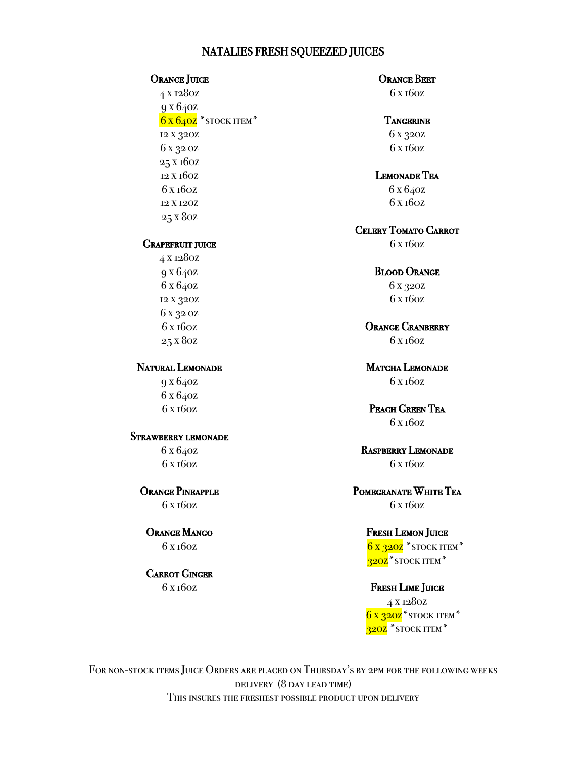# NATALIES FRESH SQUEEZED JUICES

### Orange Juice
4 x 128oz
9 x 64oz
6 x 64oz *stock item*
12 x 32oz
6 x 32 oz
25 x 16oz
12 x 16oz
6 x 16oz
12 x 12oz
25 x 8oz

### Grapefruit juice
4 x 128oz
9 x 64oz
6 x 64oz
12 x 32oz
6 x 32 oz
6 x 16oz
25 x 8oz

### Natural Lemonade
9 x 64oz
6 x 64oz
6 x 16oz

### Strawberry lemonade
6 x 64oz
6 x 16oz

### Orange Pineapple
6 x 16oz

### Orange Mango
6 x 16oz

### Carrot Ginger
6 x 16oz

### Orange Beet
6 x 16oz

### Tangerine
6 x 32oz
6 x 16oz

### Lemonade Tea
6 x 64oz
6 x 16oz

### Celery Tomato Carrot
6 x 16oz

### Blood Orange
6 x 32oz
6 x 16oz

### Orange Cranberry
6 x 16oz

### Matcha Lemonade
6 x 16oz

### Peach Green Tea
6 x 16oz

### Raspberry Lemonade
6 x 16oz

### Pomegranate White Tea
6 x 16oz

### Fresh Lemon Juice
6 x 32oz *stock item*
32oz *stock item*

### Fresh Lime Juice
4 x 128oz
6 x 32oz *stock item*
32oz *stock item*

For non-stock items Juice Orders are placed on Thursday's by 2pm for the following weeks delivery (8 day lead time)
This insures the freshest possible product upon delivery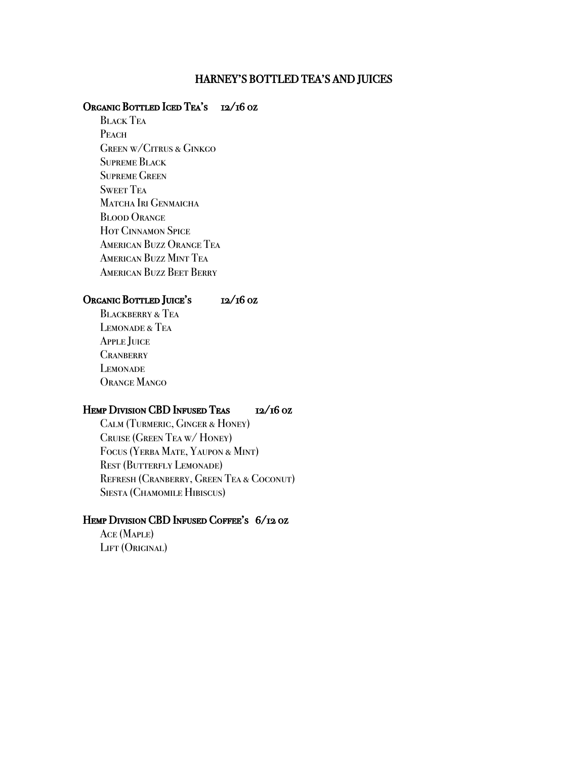# HARNEY'S BOTTLED TEA'S AND JUICES

## Organic Bottled Iced Tea's 12/16 oz

- Black Tea
- Peach
- Green w/Citrus & Ginkgo
- Supreme Black
- Supreme Green
- Sweet Tea
- Matcha Iri Genmaicha
- Blood Orange
- Hot Cinnamon Spice
- American Buzz Orange Tea
- American Buzz Mint Tea
- American Buzz Beet Berry

## Organic Bottled Juice's 12/16 oz

- Blackberry & Tea
- Lemonade & Tea
- Apple Juice
- Cranberry
- Lemonade
- Orange Mango

## Hemp Division CBD Infused Teas 12/16 oz

- Calm (Turmeric, Ginger & Honey)
- Cruise (Green Tea w/ Honey)
- Focus (Yerba Mate, Yaupon & Mint)
- Rest (Butterfly Lemonade)
- Refresh (Cranberry, Green Tea & Coconut)
- Siesta (Chamomile Hibiscus)

## Hemp Division CBD Infused Coffee's 6/12 oz

- Ace (Maple)
- Lift (Original)